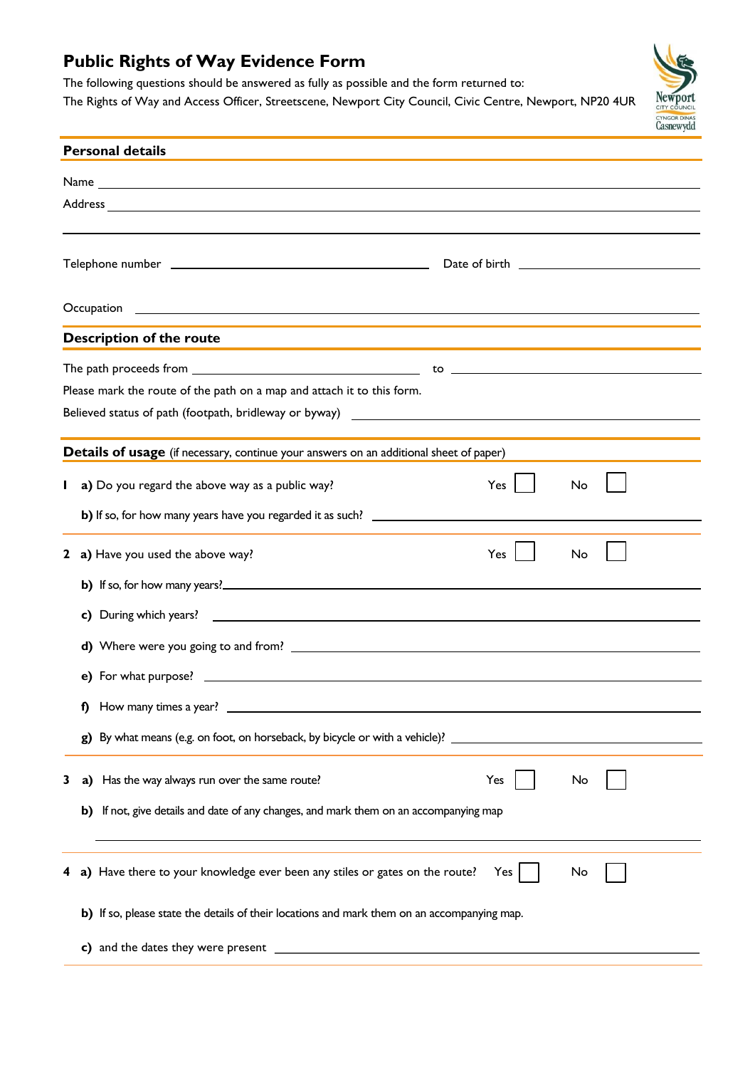# Public Rights of Way Evidence Form

The following questions should be answered as fully as possible and the form returned to:
The Rights of Way and Access Officer, Streetscene, Newport City Council, Civic Centre, Newport, NP20 4UR

## Personal details

Name ______________________________

Address ______________________________

______________________________

Telephone number ______________________________ Date of birth ______________________________

Occupation ______________________________

## Description of the route

The path proceeds from ______________________________ to ______________________________

Please mark the route of the path on a map and attach it to this form.

Believed status of path (footpath, bridleway or byway) ______________________________

## Details of usage (if necessary, continue your answers on an additional sheet of paper)

**1** **a)** Do you regard the above way as a public way? Yes ☐ No ☐

**b)** If so, for how many years have you regarded it as such? ______________________________

**2** **a)** Have you used the above way? Yes ☐ No ☐

**b)** If so, for how many years? ______________________________

**c)** During which years? ______________________________

**d)** Where were you going to and from? ______________________________

**e)** For what purpose? ______________________________

**f)** How many times a year? ______________________________

**g)** By what means (e.g. on foot, on horseback, by bicycle or with a vehicle)? ______________________________

**3** **a)** Has the way always run over the same route? Yes ☐ No ☐

**b)** If not, give details and date of any changes, and mark them on an accompanying map

______________________________

**4** **a)** Have there to your knowledge ever been any stiles or gates on the route? Yes ☐ No ☐

**b)** If so, please state the details of their locations and mark them on an accompanying map.

**c)** and the dates they were present ______________________________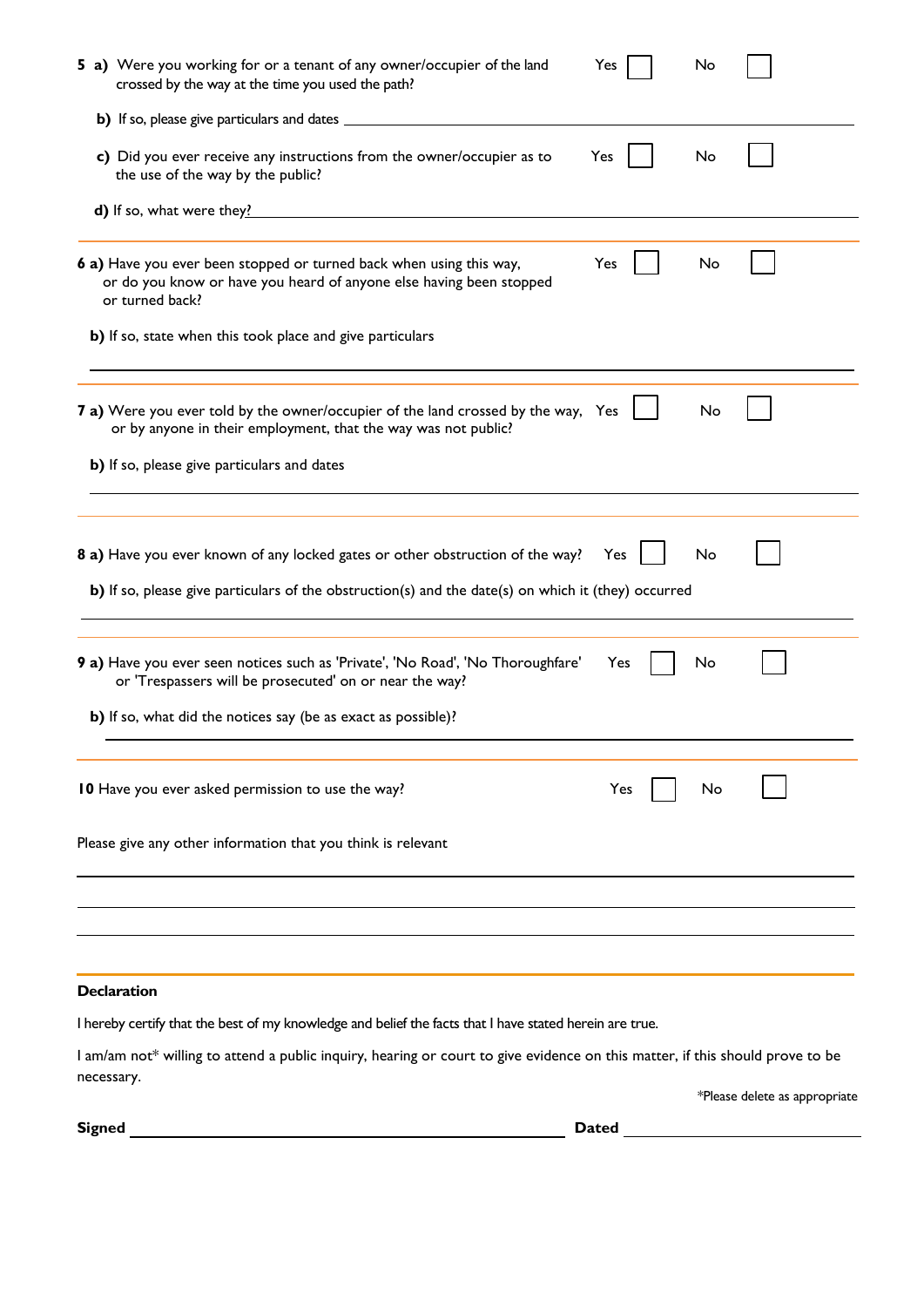**5 a)** Were you working for or a tenant of any owner/occupier of the land crossed by the way at the time you used the path? Yes ☐ No ☐

**b)** If so, please give particulars and dates \_\_\_\_\_\_\_\_\_\_\_\_\_\_\_\_\_\_\_\_\_\_\_\_\_\_\_\_

**c)** Did you ever receive any instructions from the owner/occupier as to the use of the way by the public? Yes ☐ No ☐

**d)** If so, what were they? \_\_\_\_\_\_\_\_\_\_\_\_\_\_\_\_\_\_\_\_\_\_\_\_\_\_\_\_

---

**6 a)** Have you ever been stopped or turned back when using this way, or do you know or have you heard of anyone else having been stopped or turned back? Yes ☐ No ☐

**b)** If so, state when this took place and give particulars

\_\_\_\_\_\_\_\_\_\_\_\_\_\_\_\_\_\_\_\_\_\_\_\_\_\_\_\_

---

**7 a)** Were you ever told by the owner/occupier of the land crossed by the way, or by anyone in their employment, that the way was not public? Yes ☐ No ☐

**b)** If so, please give particulars and dates

\_\_\_\_\_\_\_\_\_\_\_\_\_\_\_\_\_\_\_\_\_\_\_\_\_\_\_\_

---

**8 a)** Have you ever known of any locked gates or other obstruction of the way? Yes ☐ No ☐

**b)** If so, please give particulars of the obstruction(s) and the date(s) on which it (they) occurred

\_\_\_\_\_\_\_\_\_\_\_\_\_\_\_\_\_\_\_\_\_\_\_\_\_\_\_\_

---

**9 a)** Have you ever seen notices such as 'Private', 'No Road', 'No Thoroughfare' or 'Trespassers will be prosecuted' on or near the way? Yes ☐ No ☐

**b)** If so, what did the notices say (be as exact as possible)?

\_\_\_\_\_\_\_\_\_\_\_\_\_\_\_\_\_\_\_\_\_\_\_\_\_\_\_\_

---

**10** Have you ever asked permission to use the way? Yes ☐ No ☐

Please give any other information that you think is relevant

\_\_\_\_\_\_\_\_\_\_\_\_\_\_\_\_\_\_\_\_\_\_\_\_\_\_\_\_

\_\_\_\_\_\_\_\_\_\_\_\_\_\_\_\_\_\_\_\_\_\_\_\_\_\_\_\_

\_\_\_\_\_\_\_\_\_\_\_\_\_\_\_\_\_\_\_\_\_\_\_\_\_\_\_\_

---

**Declaration**

I hereby certify that the best of my knowledge and belief the facts that I have stated herein are true.

I am/am not* willing to attend a public inquiry, hearing or court to give evidence on this matter, if this should prove to be necessary.

*Please delete as appropriate

**Signed** \_\_\_\_\_\_\_\_\_\_\_\_\_\_\_\_\_\_\_\_\_\_\_\_\_\_\_\_ **Dated** \_\_\_\_\_\_\_\_\_\_\_\_\_\_\_\_